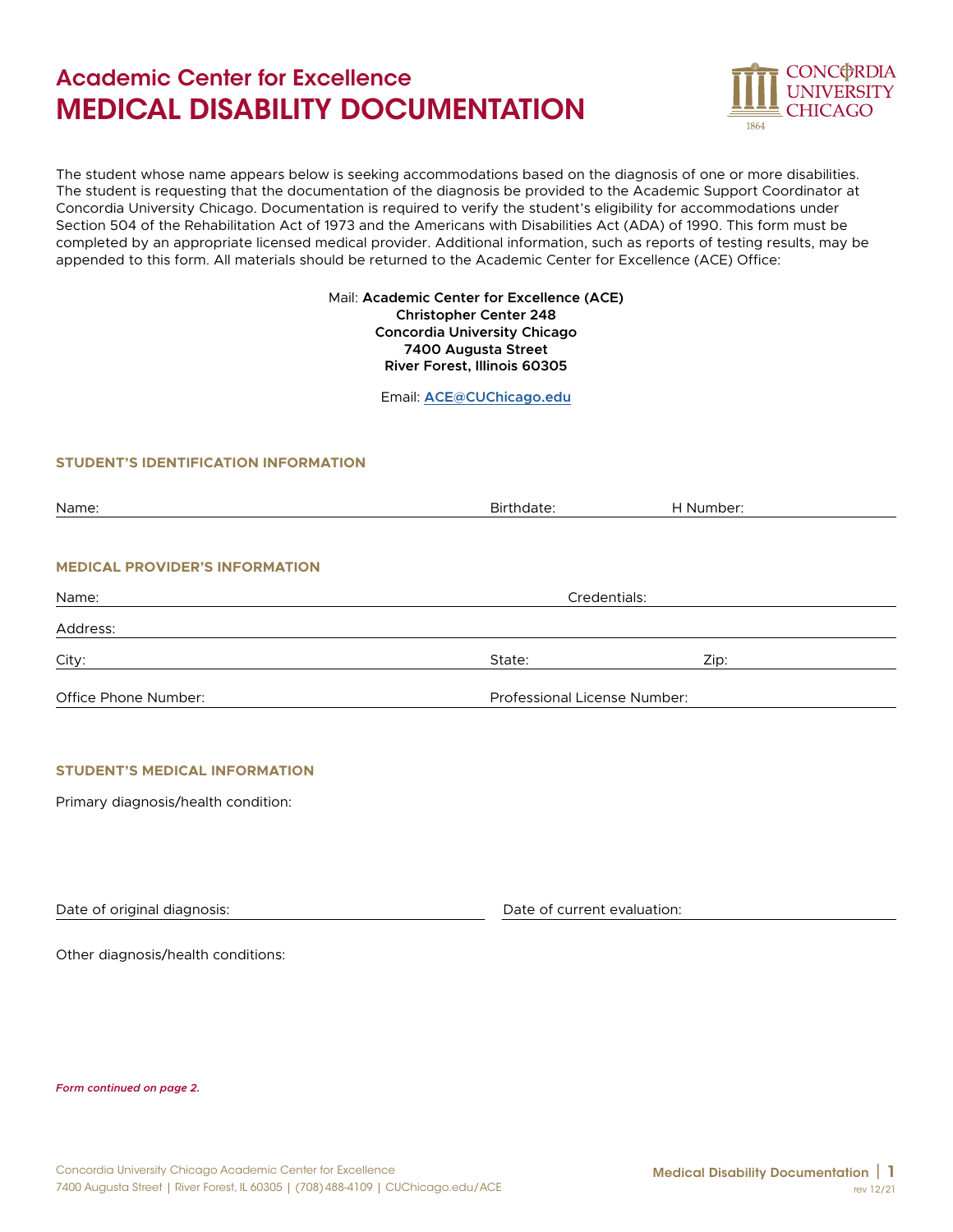## Academic Center for Excellence

# MEDICAL DISABILITY DOCUMENTATION

The student whose name appears below is seeking accommodations based on the diagnosis of one or more disabilities. The student is requesting that the documentation of the diagnosis be provided to the Academic Support Coordinator at Concordia University Chicago. Documentation is required to verify the student's eligibility for accommodations under Section 504 of the Rehabilitation Act of 1973 and the Americans with Disabilities Act (ADA) of 1990. This form must be completed by an appropriate licensed medical provider. Additional information, such as reports of testing results, may be appended to this form. All materials should be returned to the Academic Center for Excellence (ACE) Office:

Mail: **Academic Center for Excellence (ACE)**
**Christopher Center 248**
**Concordia University Chicago**
**7400 Augusta Street**
**River Forest, Illinois 60305**

Email: **ACE@CUChicago.edu**

### STUDENT'S IDENTIFICATION INFORMATION

Name: ______________________ Birthdate: __________ H Number: __________

### MEDICAL PROVIDER'S INFORMATION

Name: ______________________ Credentials: __________

Address: ______________________

City: ______________________ State: __________ Zip: __________

Office Phone Number: ______________________ Professional License Number: __________

### STUDENT'S MEDICAL INFORMATION

Primary diagnosis/health condition:

Date of original diagnosis: ______________________ Date of current evaluation: __________

Other diagnosis/health conditions:

*Form continued on page 2.*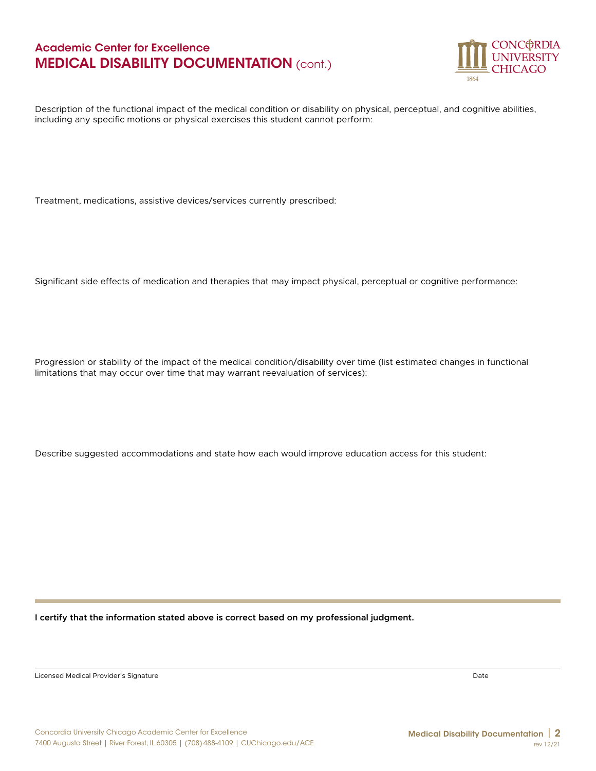## Academic Center for Excellence

# MEDICAL DISABILITY DOCUMENTATION (cont.)

Description of the functional impact of the medical condition or disability on physical, perceptual, and cognitive abilities, including any specific motions or physical exercises this student cannot perform:

Treatment, medications, assistive devices/services currently prescribed:

Significant side effects of medication and therapies that may impact physical, perceptual or cognitive performance:

Progression or stability of the impact of the medical condition/disability over time (list estimated changes in functional limitations that may occur over time that may warrant reevaluation of services):

Describe suggested accommodations and state how each would improve education access for this student:

---

**I certify that the information stated above is correct based on my professional judgment.**

Licensed Medical Provider's Signature　　　　　　　　　　Date

Concordia University Chicago Academic Center for Excellence
7400 Augusta Street | River Forest, IL 60305 | (708) 488-4109 | CUChicago.edu/ACE

rev 12/21